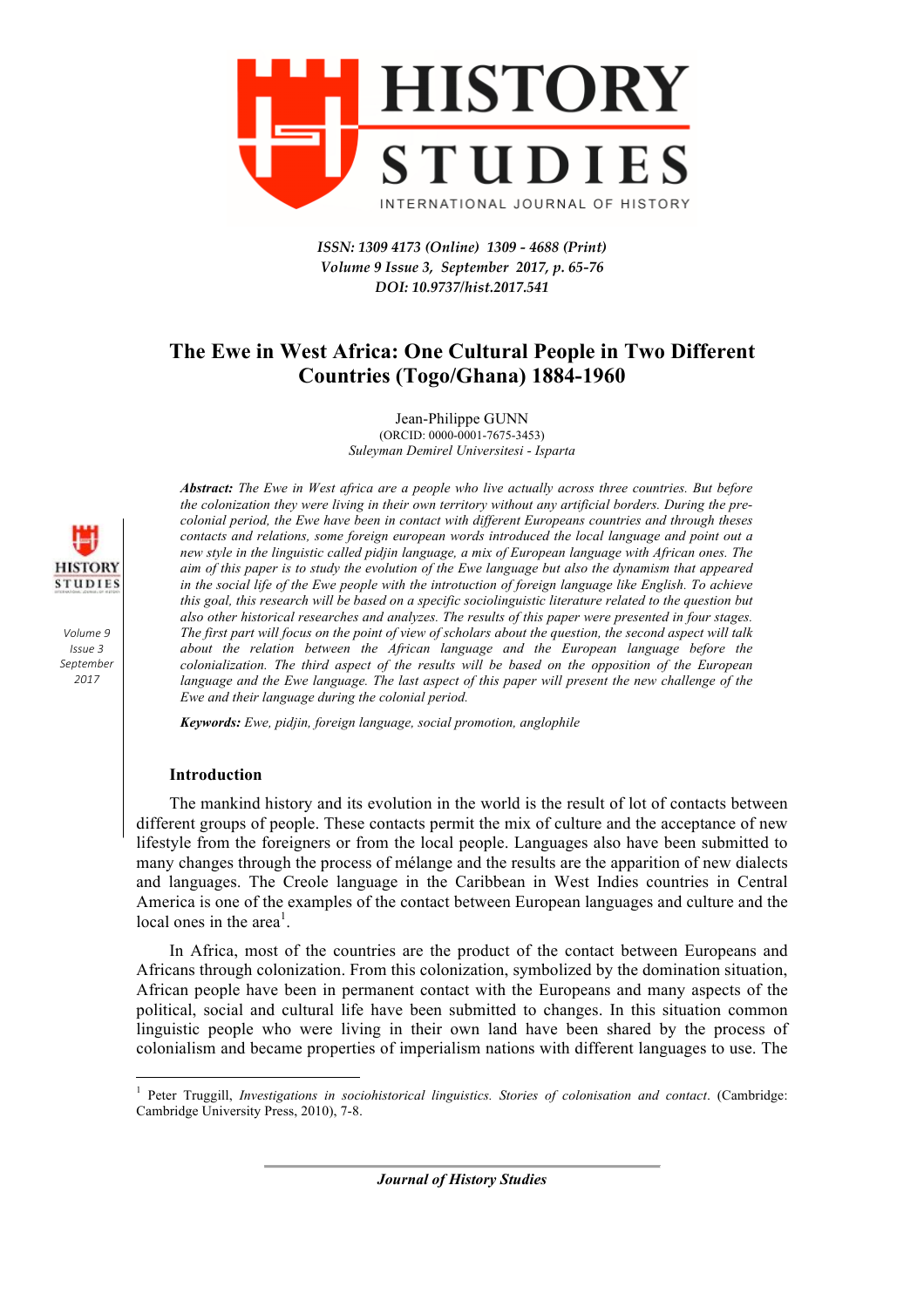# HISTORY STUDIES

INTERNATIONAL JOURNAL OF HISTORY

*ISSN: 1309 4173 (Online) 1309 - 4688 (Print)*
*Volume 9 Issue 3, September 2017, p. 65-76*
*DOI: 10.9737/hist.2017.541*

## The Ewe in West Africa: One Cultural People in Two Different Countries (Togo/Ghana) 1884-1960

Jean-Philippe GUNN
(ORCID: 0000-0001-7675-3453)
*Suleyman Demirel Universitesi - Isparta*

***Abstract:*** *The Ewe in West africa are a people who live actually across three countries. But before the colonization they were living in their own territory without any artificial borders. During the pre-colonial period, the Ewe have been in contact with different Europeans countries and through theses contacts and relations, some foreign european words introduced the local language and point out a new style in the linguistic called pidjin language, a mix of European language with African ones. The aim of this paper is to study the evolution of the Ewe language but also the dynamism that appeared in the social life of the Ewe people with the introduction of foreign language like English. To achieve this goal, this research will be based on a specific sociolinguistic literature related to the question but also other historical researches and analyzes. The results of this paper were presented in four stages. The first part will focus on the point of view of scholars about the question, the second aspect will talk about the relation between the African language and the European language before the colonialization. The third aspect of the results will be based on the opposition of the European language and the Ewe language. The last aspect of this paper will present the new challenge of the Ewe and their language during the colonial period.*

***Keywords:*** *Ewe, pidjin, foreign language, social promotion, anglophile*

### Introduction

The mankind history and its evolution in the world is the result of lot of contacts between different groups of people. These contacts permit the mix of culture and the acceptance of new lifestyle from the foreigners or from the local people. Languages also have been submitted to many changes through the process of mélange and the results are the apparition of new dialects and languages. The Creole language in the Caribbean in West Indies countries in Central America is one of the examples of the contact between European languages and culture and the local ones in the area[1].

In Africa, most of the countries are the product of the contact between Europeans and Africans through colonization. From this colonization, symbolized by the domination situation, African people have been in permanent contact with the Europeans and many aspects of the political, social and cultural life have been submitted to changes. In this situation common linguistic people who were living in their own land have been shared by the process of colonialism and became properties of imperialism nations with different languages to use. The

---

[1] Peter Truggill, *Investigations in sociohistorical linguistics. Stories of colonisation and contact*. (Cambridge: Cambridge University Press, 2010), 7-8.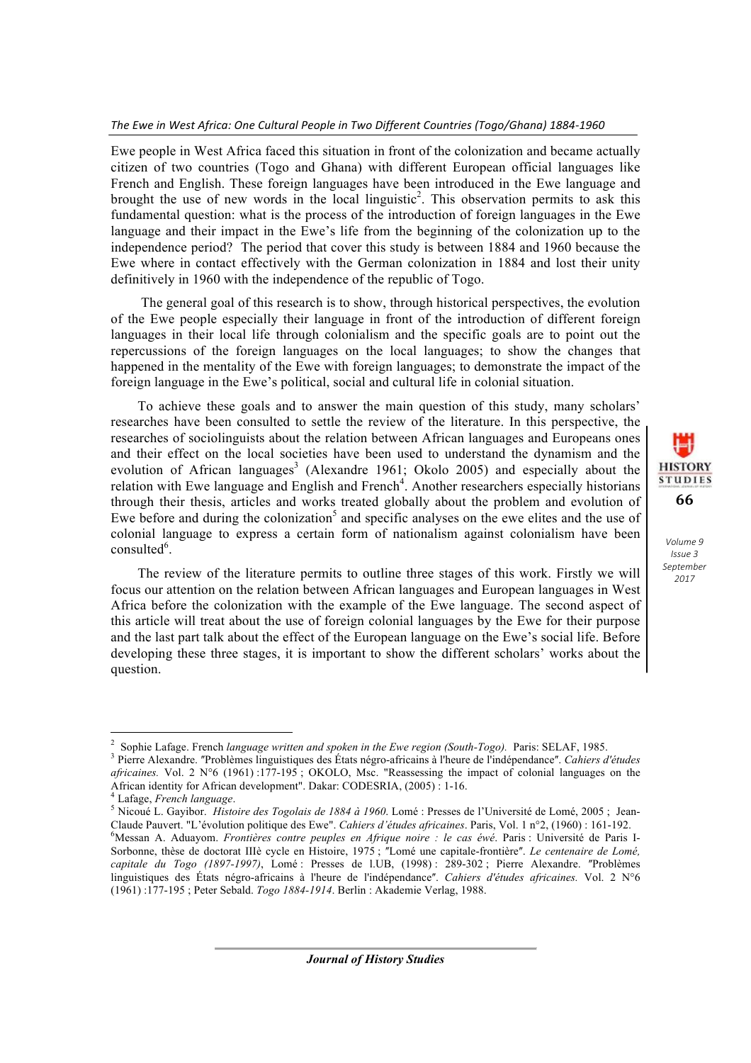Ewe people in West Africa faced this situation in front of the colonization and became actually citizen of two countries (Togo and Ghana) with different European official languages like French and English. These foreign languages have been introduced in the Ewe language and brought the use of new words in the local linguistic[2]. This observation permits to ask this fundamental question: what is the process of the introduction of foreign languages in the Ewe language and their impact in the Ewe's life from the beginning of the colonization up to the independence period? The period that cover this study is between 1884 and 1960 because the Ewe where in contact effectively with the German colonization in 1884 and lost their unity definitively in 1960 with the independence of the republic of Togo.

The general goal of this research is to show, through historical perspectives, the evolution of the Ewe people especially their language in front of the introduction of different foreign languages in their local life through colonialism and the specific goals are to point out the repercussions of the foreign languages on the local languages; to show the changes that happened in the mentality of the Ewe with foreign languages; to demonstrate the impact of the foreign language in the Ewe's political, social and cultural life in colonial situation.

To achieve these goals and to answer the main question of this study, many scholars' researches have been consulted to settle the review of the literature. In this perspective, the researches of sociolinguists about the relation between African languages and Europeans ones and their effect on the local societies have been used to understand the dynamism and the evolution of African languages[3] (Alexandre 1961; Okolo 2005) and especially about the relation with Ewe language and English and French[4]. Another researchers especially historians through their thesis, articles and works treated globally about the problem and evolution of Ewe before and during the colonization[5] and specific analyses on the ewe elites and the use of colonial language to express a certain form of nationalism against colonialism have been consulted[6].

The review of the literature permits to outline three stages of this work. Firstly we will focus our attention on the relation between African languages and European languages in West Africa before the colonization with the example of the Ewe language. The second aspect of this article will treat about the use of foreign colonial languages by the Ewe for their purpose and the last part talk about the effect of the European language on the Ewe's social life. Before developing these three stages, it is important to show the different scholars' works about the question.

---

[2] Sophie Lafage. French *language written and spoken in the Ewe region (South-Togo).* Paris: SELAF, 1985.

[3] Pierre Alexandre. "Problèmes linguistiques des États négro-africains à l'heure de l'indépendance". *Cahiers d'études africaines.* Vol. 2 N°6 (1961) :177-195 ; OKOLO, Msc. "Reassessing the impact of colonial languages on the African identity for African development". Dakar: CODESRIA, (2005) : 1-16.

[4] Lafage, *French language*.

[5] Nicoué L. Gayibor. *Histoire des Togolais de 1884 à 1960.* Lomé : Presses de l'Université de Lomé, 2005 ; Jean-Claude Pauvert. "L'évolution politique des Ewe". *Cahiers d'études africaines*. Paris, Vol. 1 n°2, (1960) : 161-192.

[6] Messan A. Aduayom. *Frontières contre peuples en Afrique noire : le cas éwé.* Paris : Université de Paris I-Sorbonne, thèse de doctorat IIIè cycle en Histoire, 1975 ; "Lomé une capitale-frontière". *Le centenaire de Lomé, capitale du Togo (1897-1997)*, Lomé : Presses de l.UB, (1998) : 289-302 ; Pierre Alexandre. "Problèmes linguistiques des États négro-africains à l'heure de l'indépendance". *Cahiers d'études africaines.* Vol. 2 N°6 (1961) :177-195 ; Peter Sebald. *Togo 1884-1914*. Berlin : Akademie Verlag, 1988.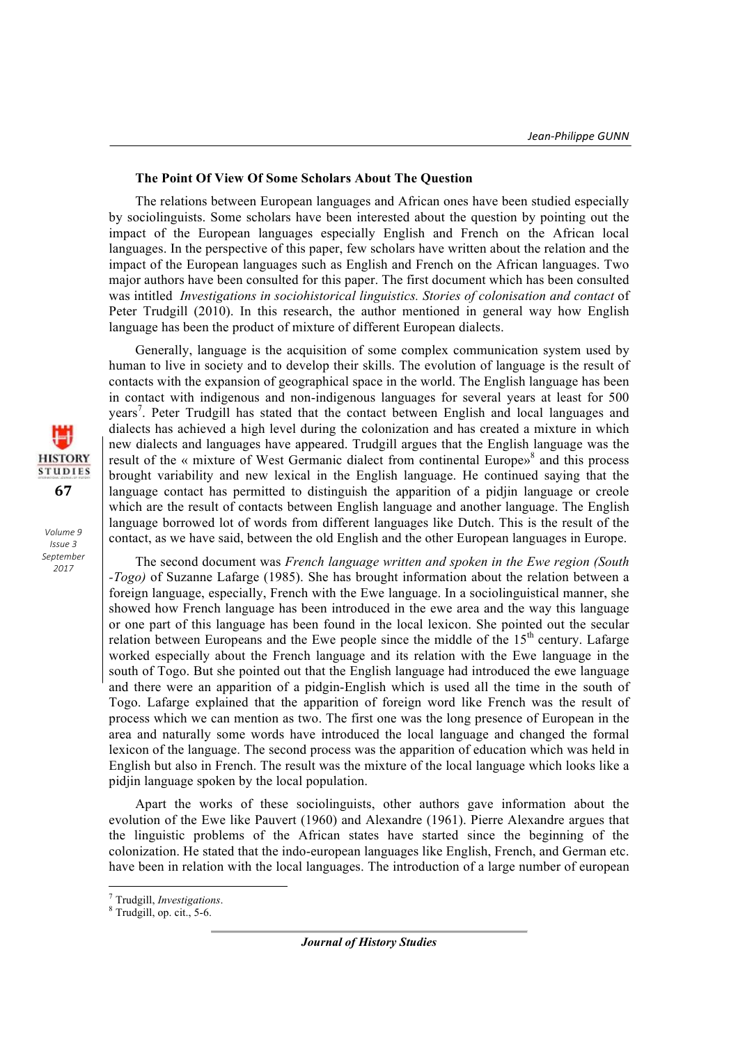### The Point Of View Of Some Scholars About The Question

The relations between European languages and African ones have been studied especially by sociolinguists. Some scholars have been interested about the question by pointing out the impact of the European languages especially English and French on the African local languages. In the perspective of this paper, few scholars have written about the relation and the impact of the European languages such as English and French on the African languages. Two major authors have been consulted for this paper. The first document which has been consulted was intitled *Investigations in sociohistorical linguistics. Stories of colonisation and contact* of Peter Trudgill (2010). In this research, the author mentioned in general way how English language has been the product of mixture of different European dialects.

Generally, language is the acquisition of some complex communication system used by human to live in society and to develop their skills. The evolution of language is the result of contacts with the expansion of geographical space in the world. The English language has been in contact with indigenous and non-indigenous languages for several years at least for 500 years[7]. Peter Trudgill has stated that the contact between English and local languages and dialects has achieved a high level during the colonization and has created a mixture in which new dialects and languages have appeared. Trudgill argues that the English language was the result of the « mixture of West Germanic dialect from continental Europe»[8] and this process brought variability and new lexical in the English language. He continued saying that the language contact has permitted to distinguish the apparition of a pidjin language or creole which are the result of contacts between English language and another language. The English language borrowed lot of words from different languages like Dutch. This is the result of the contact, as we have said, between the old English and the other European languages in Europe.

The second document was *French language written and spoken in the Ewe region (South -Togo)* of Suzanne Lafarge (1985). She has brought information about the relation between a foreign language, especially, French with the Ewe language. In a sociolinguistical manner, she showed how French language has been introduced in the ewe area and the way this language or one part of this language has been found in the local lexicon. She pointed out the secular relation between Europeans and the Ewe people since the middle of the 15th century. Lafarge worked especially about the French language and its relation with the Ewe language in the south of Togo. But she pointed out that the English language had introduced the ewe language and there were an apparition of a pidgin-English which is used all the time in the south of Togo. Lafarge explained that the apparition of foreign word like French was the result of process which we can mention as two. The first one was the long presence of European in the area and naturally some words have introduced the local language and changed the formal lexicon of the language. The second process was the apparition of education which was held in English but also in French. The result was the mixture of the local language which looks like a pidjin language spoken by the local population.

Apart the works of these sociolinguists, other authors gave information about the evolution of the Ewe like Pauvert (1960) and Alexandre (1961). Pierre Alexandre argues that the linguistic problems of the African states have started since the beginning of the colonization. He stated that the indo-european languages like English, French, and German etc. have been in relation with the local languages. The introduction of a large number of european

---

[7] Trudgill, *Investigations*.

[8] Trudgill, op. cit., 5-6.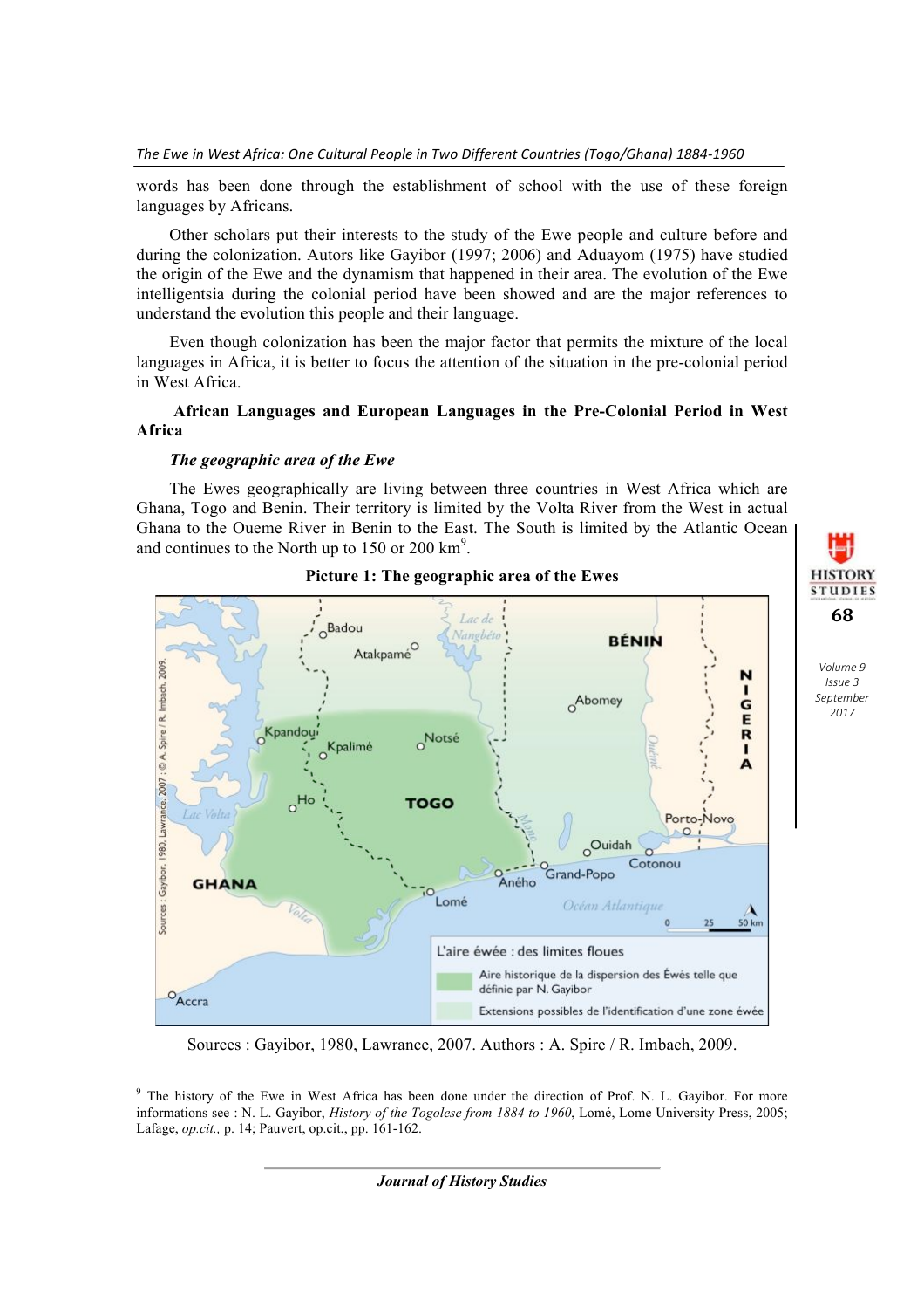words has been done through the establishment of school with the use of these foreign languages by Africans.

Other scholars put their interests to the study of the Ewe people and culture before and during the colonization. Autors like Gayibor (1997; 2006) and Aduayom (1975) have studied the origin of the Ewe and the dynamism that happened in their area. The evolution of the Ewe intelligentsia during the colonial period have been showed and are the major references to understand the evolution this people and their language.

Even though colonization has been the major factor that permits the mixture of the local languages in Africa, it is better to focus the attention of the situation in the pre-colonial period in West Africa.

## African Languages and European Languages in the Pre-Colonial Period in West Africa

### *The geographic area of the Ewe*

The Ewes geographically are living between three countries in West Africa which are Ghana, Togo and Benin. Their territory is limited by the Volta River from the West in actual Ghana to the Oueme River in Benin to the East. The South is limited by the Atlantic Ocean and continues to the North up to 150 or 200 km[9].

**Picture 1: The geographic area of the Ewes**

Badou
Atakpamé
Lac de Nangbéto
BÉNIN
NIGERIA
Abomey
Kpandou
Kpalimé
Notsé
Ouémé
Ho
TOGO
Lac Volta
Mono
Porto-Novo
Ouidah
Cotonou
Grand-Popo
Aného
GHANA
Lomé
Volta
Océan Atlantique
0 25 50 km
L'aire éwée : des limites floues
Aire historique de la dispersion des Éwés telle que définie par N. Gayibor
Extensions possibles de l'identification d'une zone éwée
Accra
Sources : Gayibor, 1980, Lawrance, 2007 ; © A. Spire / R. Imbach, 2009.

Sources : Gayibor, 1980, Lawrance, 2007. Authors : A. Spire / R. Imbach, 2009.

---

[9] The history of the Ewe in West Africa has been done under the direction of Prof. N. L. Gayibor. For more informations see : N. L. Gayibor, *History of the Togolese from 1884 to 1960*, Lomé, Lome University Press, 2005; Lafage, *op.cit.,* p. 14; Pauvert, op.cit., pp. 161-162.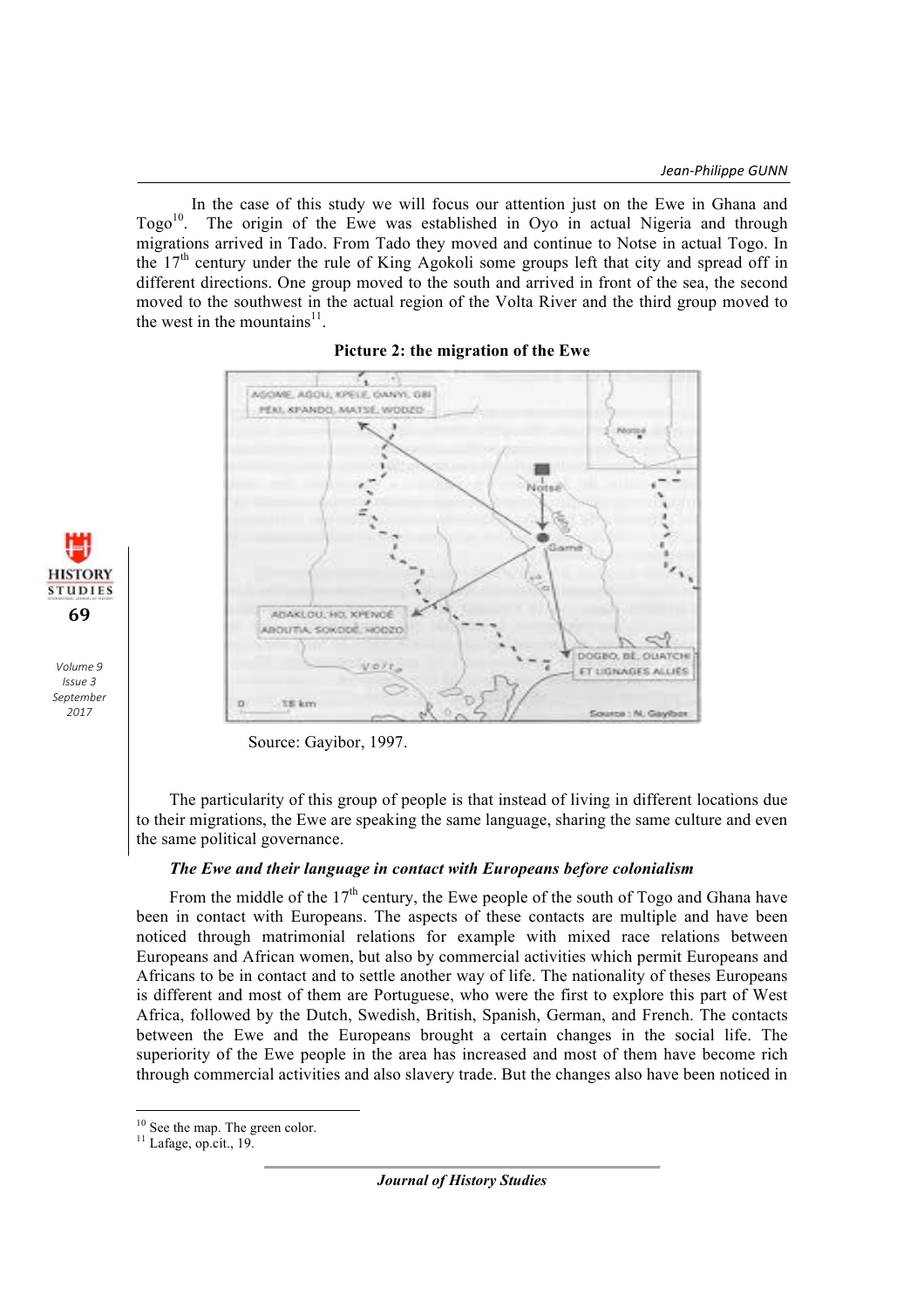In the case of this study we will focus our attention just on the Ewe in Ghana and Togo[10]. The origin of the Ewe was established in Oyo in actual Nigeria and through migrations arrived in Tado. From Tado they moved and continue to Notse in actual Togo. In the 17th century under the rule of King Agokoli some groups left that city and spread off in different directions. One group moved to the south and arrived in front of the sea, the second moved to the southwest in the actual region of the Volta River and the third group moved to the west in the mountains[11].

**Picture 2: the migration of the Ewe**

AGOME, AGOU, KPELE, DANYI, GBI
PEKI, KPANDO, MATSE, WODZO
Notse
Game
ADAKLOU, HO, KPENOE
ABOUTIA, SOKODE, HODZO
Volta
DOGBO, BE, OUATCHI
ET LIGNAGES ALLIES
0 15 km
Source : N. Gayibor

Source: Gayibor, 1997.

The particularity of this group of people is that instead of living in different locations due to their migrations, the Ewe are speaking the same language, sharing the same culture and even the same political governance.

***The Ewe and their language in contact with Europeans before colonialism***

From the middle of the 17th century, the Ewe people of the south of Togo and Ghana have been in contact with Europeans. The aspects of these contacts are multiple and have been noticed through matrimonial relations for example with mixed race relations between Europeans and African women, but also by commercial activities which permit Europeans and Africans to be in contact and to settle another way of life. The nationality of theses Europeans is different and most of them are Portuguese, who were the first to explore this part of West Africa, followed by the Dutch, Swedish, British, Spanish, German, and French. The contacts between the Ewe and the Europeans brought a certain changes in the social life. The superiority of the Ewe people in the area has increased and most of them have become rich through commercial activities and also slavery trade. But the changes also have been noticed in

[10] See the map. The green color.

[11] Lafage, op.cit., 19.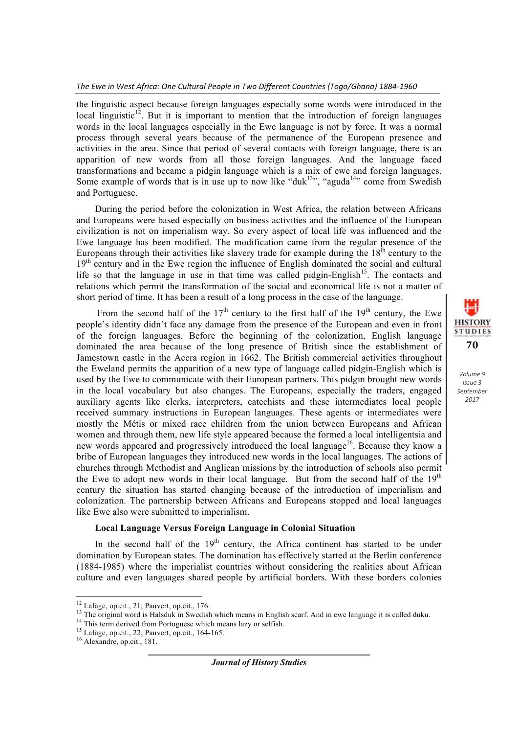the linguistic aspect because foreign languages especially some words were introduced in the local linguistic[12]. But it is important to mention that the introduction of foreign languages words in the local languages especially in the Ewe language is not by force. It was a normal process through several years because of the permanence of the European presence and activities in the area. Since that period of several contacts with foreign language, there is an apparition of new words from all those foreign languages. And the language faced transformations and became a pidgin language which is a mix of ewe and foreign languages. Some example of words that is in use up to now like "duk[13]", "aguda[14]" come from Swedish and Portuguese.

During the period before the colonization in West Africa, the relation between Africans and Europeans were based especially on business activities and the influence of the European civilization is not on imperialism way. So every aspect of local life was influenced and the Ewe language has been modified. The modification came from the regular presence of the Europeans through their activities like slavery trade for example during the 18th century to the 19th century and in the Ewe region the influence of English dominated the social and cultural life so that the language in use in that time was called pidgin-English[15]. The contacts and relations which permit the transformation of the social and economical life is not a matter of short period of time. It has been a result of a long process in the case of the language.

From the second half of the 17th century to the first half of the 19th century, the Ewe people's identity didn't face any damage from the presence of the European and even in front of the foreign languages. Before the beginning of the colonization, English language dominated the area because of the long presence of British since the establishment of Jamestown castle in the Accra region in 1662. The British commercial activities throughout the Eweland permits the apparition of a new type of language called pidgin-English which is used by the Ewe to communicate with their European partners. This pidgin brought new words in the local vocabulary but also changes. The Europeans, especially the traders, engaged auxiliary agents like clerks, interpreters, catechists and these intermediates local people received summary instructions in European languages. These agents or intermediates were mostly the Métis or mixed race children from the union between Europeans and African women and through them, new life style appeared because the formed a local intelligentsia and new words appeared and progressively introduced the local language[16]. Because they know a bribe of European languages they introduced new words in the local languages. The actions of churches through Methodist and Anglican missions by the introduction of schools also permit the Ewe to adopt new words in their local language. But from the second half of the 19th century the situation has started changing because of the introduction of imperialism and colonization. The partnership between Africans and Europeans stopped and local languages like Ewe also were submitted to imperialism.

### Local Language Versus Foreign Language in Colonial Situation

In the second half of the 19th century, the Africa continent has started to be under domination by European states. The domination has effectively started at the Berlin conference (1884-1985) where the imperialist countries without considering the realities about African culture and even languages shared people by artificial borders. With these borders colonies

---

[12] Lafage, op.cit., 21; Pauvert, op.cit., 176.
[13] The original word is Halsduk in Swedish which means in English scarf. And in ewe language it is called duku.
[14] This term derived from Portuguese which means lazy or selfish.
[15] Lafage, op.cit., 22; Pauvert, op.cit., 164-165.
[16] Alexandre, op.cit., 181.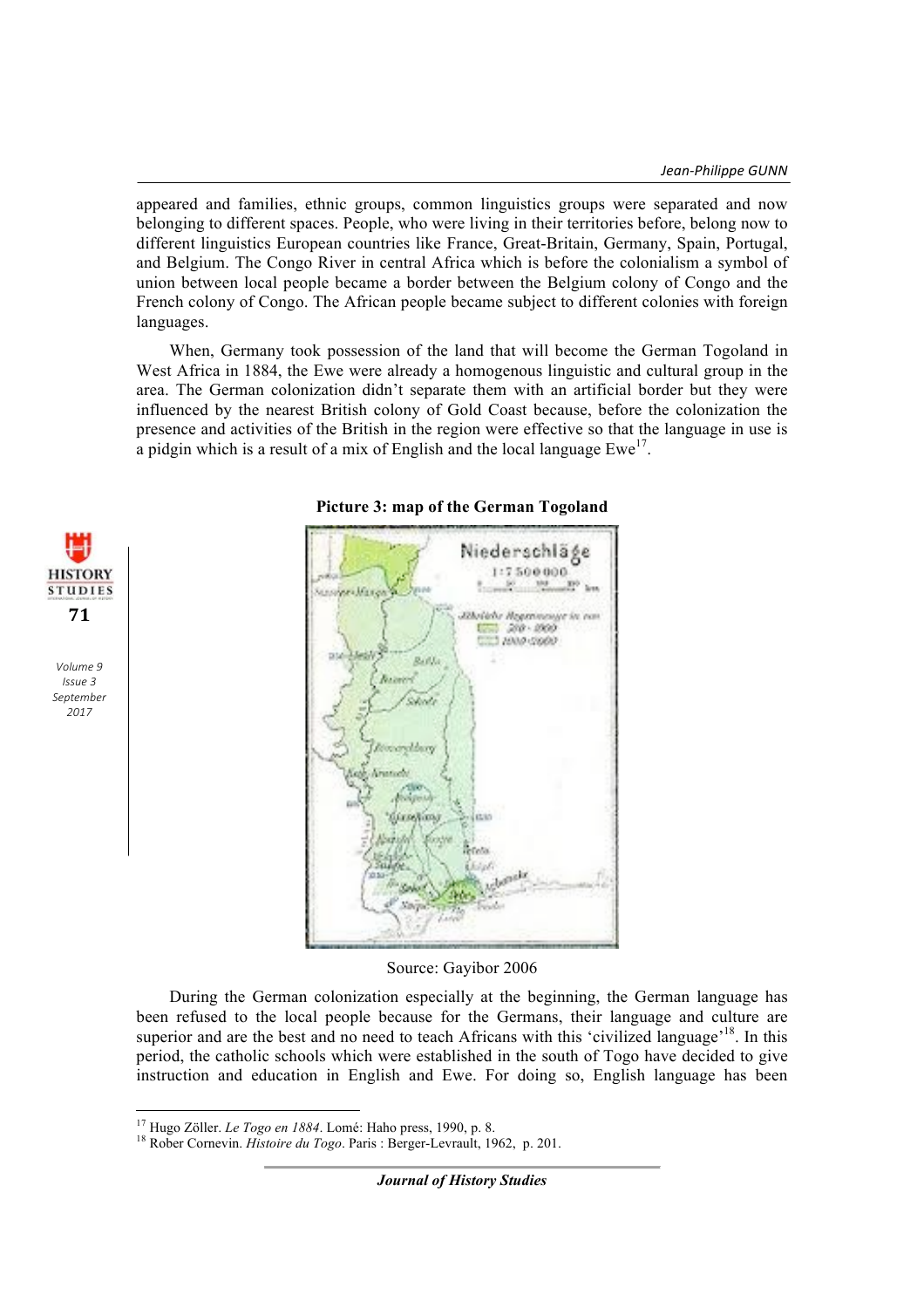appeared and families, ethnic groups, common linguistics groups were separated and now belonging to different spaces. People, who were living in their territories before, belong now to different linguistics European countries like France, Great-Britain, Germany, Spain, Portugal, and Belgium. The Congo River in central Africa which is before the colonialism a symbol of union between local people became a border between the Belgium colony of Congo and the French colony of Congo. The African people became subject to different colonies with foreign languages.

When, Germany took possession of the land that will become the German Togoland in West Africa in 1884, the Ewe were already a homogenous linguistic and cultural group in the area. The German colonization didn't separate them with an artificial border but they were influenced by the nearest British colony of Gold Coast because, before the colonization the presence and activities of the British in the region were effective so that the language in use is a pidgin which is a result of a mix of English and the local language Ewe[17].

**Picture 3: map of the German Togoland**

Niederschläge

1:7 500 000

Source: Gayibor 2006

During the German colonization especially at the beginning, the German language has been refused to the local people because for the Germans, their language and culture are superior and are the best and no need to teach Africans with this 'civilized language'[18]. In this period, the catholic schools which were established in the south of Togo have decided to give instruction and education in English and Ewe. For doing so, English language has been

---

[17] Hugo Zöller. *Le Togo en 1884*. Lomé: Haho press, 1990, p. 8.

[18] Rober Cornevin. *Histoire du Togo*. Paris : Berger-Levrault, 1962, p. 201.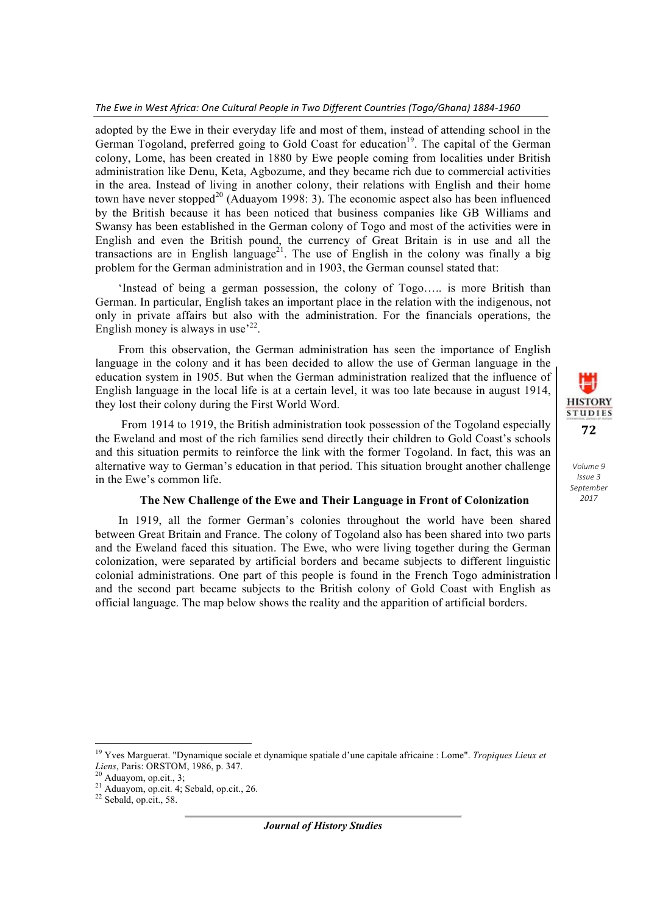adopted by the Ewe in their everyday life and most of them, instead of attending school in the German Togoland, preferred going to Gold Coast for education[19]. The capital of the German colony, Lome, has been created in 1880 by Ewe people coming from localities under British administration like Denu, Keta, Agbozume, and they became rich due to commercial activities in the area. Instead of living in another colony, their relations with English and their home town have never stopped[20] (Aduayom 1998: 3). The economic aspect also has been influenced by the British because it has been noticed that business companies like GB Williams and Swansy has been established in the German colony of Togo and most of the activities were in English and even the British pound, the currency of Great Britain is in use and all the transactions are in English language[21]. The use of English in the colony was finally a big problem for the German administration and in 1903, the German counsel stated that:

> 'Instead of being a german possession, the colony of Togo….. is more British than German. In particular, English takes an important place in the relation with the indigenous, not only in private affairs but also with the administration. For the financials operations, the English money is always in use'[22].

From this observation, the German administration has seen the importance of English language in the colony and it has been decided to allow the use of German language in the education system in 1905. But when the German administration realized that the influence of English language in the local life is at a certain level, it was too late because in august 1914, they lost their colony during the First World Word.

From 1914 to 1919, the British administration took possession of the Togoland especially the Eweland and most of the rich families send directly their children to Gold Coast's schools and this situation permits to reinforce the link with the former Togoland. In fact, this was an alternative way to German's education in that period. This situation brought another challenge in the Ewe's common life.

### The New Challenge of the Ewe and Their Language in Front of Colonization

In 1919, all the former German's colonies throughout the world have been shared between Great Britain and France. The colony of Togoland also has been shared into two parts and the Eweland faced this situation. The Ewe, who were living together during the German colonization, were separated by artificial borders and became subjects to different linguistic colonial administrations. One part of this people is found in the French Togo administration and the second part became subjects to the British colony of Gold Coast with English as official language. The map below shows the reality and the apparition of artificial borders.

---

[19] Yves Marguerat. "Dynamique sociale et dynamique spatiale d'une capitale africaine : Lome". *Tropiques Lieux et Liens*, Paris: ORSTOM, 1986, p. 347.

[20] Aduayom, op.cit., 3;

[21] Aduayom, op.cit. 4; Sebald, op.cit., 26.

[22] Sebald, op.cit., 58.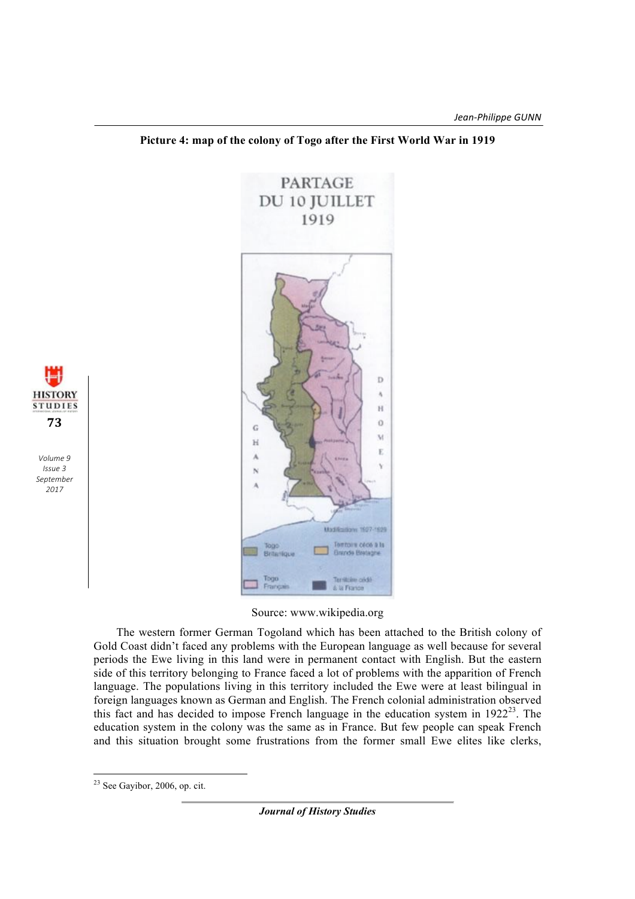**Picture 4: map of the colony of Togo after the First World War in 1919**

PARTAGE DU 10 JUILLET 1919

GHANA

DAHOMEY

Modifications 1927-1929

Togo Britannique

Territoire cédé à la Grande Bretagne

Togo Français

Territoire cédé à la France

Source: www.wikipedia.org

The western former German Togoland which has been attached to the British colony of Gold Coast didn't faced any problems with the European language as well because for several periods the Ewe living in this land were in permanent contact with English. But the eastern side of this territory belonging to France faced a lot of problems with the apparition of French language. The populations living in this territory included the Ewe were at least bilingual in foreign languages known as German and English. The French colonial administration observed this fact and has decided to impose French language in the education system in 1922[23]. The education system in the colony was the same as in France. But few people can speak French and this situation brought some frustrations from the former small Ewe elites like clerks,

[23] See Gayibor, 2006, op. cit.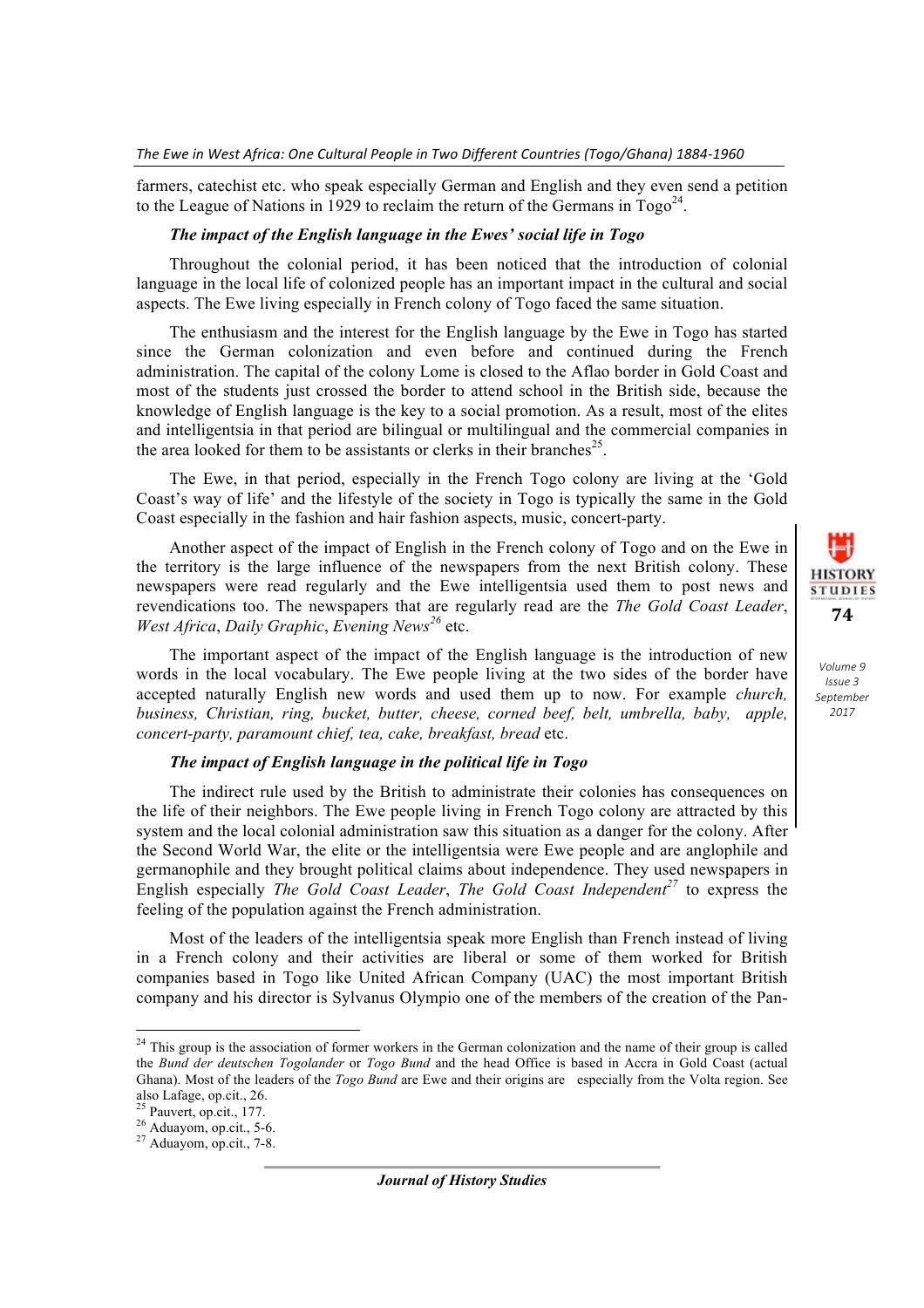farmers, catechist etc. who speak especially German and English and they even send a petition to the League of Nations in 1929 to reclaim the return of the Germans in Togo[24].

***The impact of the English language in the Ewes' social life in Togo***

Throughout the colonial period, it has been noticed that the introduction of colonial language in the local life of colonized people has an important impact in the cultural and social aspects. The Ewe living especially in French colony of Togo faced the same situation.

The enthusiasm and the interest for the English language by the Ewe in Togo has started since the German colonization and even before and continued during the French administration. The capital of the colony Lome is closed to the Aflao border in Gold Coast and most of the students just crossed the border to attend school in the British side, because the knowledge of English language is the key to a social promotion. As a result, most of the elites and intelligentsia in that period are bilingual or multilingual and the commercial companies in the area looked for them to be assistants or clerks in their branches[25].

The Ewe, in that period, especially in the French Togo colony are living at the 'Gold Coast's way of life' and the lifestyle of the society in Togo is typically the same in the Gold Coast especially in the fashion and hair fashion aspects, music, concert-party.

Another aspect of the impact of English in the French colony of Togo and on the Ewe in the territory is the large influence of the newspapers from the next British colony. These newspapers were read regularly and the Ewe intelligentsia used them to post news and revendications too. The newspapers that are regularly read are the *The Gold Coast Leader*, *West Africa*, *Daily Graphic*, *Evening News*[26] etc.

The important aspect of the impact of the English language is the introduction of new words in the local vocabulary. The Ewe people living at the two sides of the border have accepted naturally English new words and used them up to now. For example *church, business, Christian, ring, bucket, butter, cheese, corned beef, belt, umbrella, baby, apple, concert-party, paramount chief, tea, cake, breakfast, bread* etc.

***The impact of English language in the political life in Togo***

The indirect rule used by the British to administrate their colonies has consequences on the life of their neighbors. The Ewe people living in French Togo colony are attracted by this system and the local colonial administration saw this situation as a danger for the colony. After the Second World War, the elite or the intelligentsia were Ewe people and are anglophile and germanophile and they brought political claims about independence. They used newspapers in English especially *The Gold Coast Leader*, *The Gold Coast Independent*[27] to express the feeling of the population against the French administration.

Most of the leaders of the intelligentsia speak more English than French instead of living in a French colony and their activities are liberal or some of them worked for British companies based in Togo like United African Company (UAC) the most important British company and his director is Sylvanus Olympio one of the members of the creation of the Pan-

---

[24] This group is the association of former workers in the German colonization and the name of their group is called the *Bund der deutschen Togolander* or *Togo Bund* and the head Office is based in Accra in Gold Coast (actual Ghana). Most of the leaders of the *Togo Bund* are Ewe and their origins are especially from the Volta region. See also Lafage, op.cit., 26.

[25] Pauvert, op.cit., 177.

[26] Aduayom, op.cit., 5-6.

[27] Aduayom, op.cit., 7-8.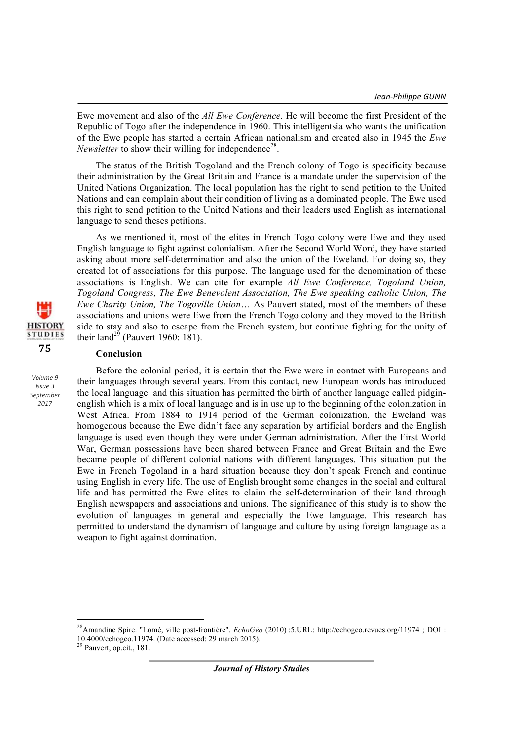Ewe movement and also of the *All Ewe Conference*. He will become the first President of the Republic of Togo after the independence in 1960. This intelligentsia who wants the unification of the Ewe people has started a certain African nationalism and created also in 1945 the *Ewe Newsletter* to show their willing for independence[28].

The status of the British Togoland and the French colony of Togo is specificity because their administration by the Great Britain and France is a mandate under the supervision of the United Nations Organization. The local population has the right to send petition to the United Nations and can complain about their condition of living as a dominated people. The Ewe used this right to send petition to the United Nations and their leaders used English as international language to send theses petitions.

As we mentioned it, most of the elites in French Togo colony were Ewe and they used English language to fight against colonialism. After the Second World Word, they have started asking about more self-determination and also the union of the Eweland. For doing so, they created lot of associations for this purpose. The language used for the denomination of these associations is English. We can cite for example *All Ewe Conference, Togoland Union, Togoland Congress, The Ewe Benevolent Association, The Ewe speaking catholic Union, The Ewe Charity Union, The Togoville Union…* As Pauvert stated, most of the members of these associations and unions were Ewe from the French Togo colony and they moved to the British side to stay and also to escape from the French system, but continue fighting for the unity of their land[29] (Pauvert 1960: 181).

## Conclusion

Before the colonial period, it is certain that the Ewe were in contact with Europeans and their languages through several years. From this contact, new European words has introduced the local language and this situation has permitted the birth of another language called pidgin-english which is a mix of local language and is in use up to the beginning of the colonization in West Africa. From 1884 to 1914 period of the German colonization, the Eweland was homogenous because the Ewe didn't face any separation by artificial borders and the English language is used even though they were under German administration. After the First World War, German possessions have been shared between France and Great Britain and the Ewe became people of different colonial nations with different languages. This situation put the Ewe in French Togoland in a hard situation because they don't speak French and continue using English in every life. The use of English brought some changes in the social and cultural life and has permitted the Ewe elites to claim the self-determination of their land through English newspapers and associations and unions. The significance of this study is to show the evolution of languages in general and especially the Ewe language. This research has permitted to understand the dynamism of language and culture by using foreign language as a weapon to fight against domination.

---

[28] Amandine Spire. "Lomé, ville post-frontière". *EchoGéo* (2010) :5.URL: http://echogeo.revues.org/11974 ; DOI : 10.4000/echogeo.11974. (Date accessed: 29 march 2015).

[29] Pauvert, op.cit., 181.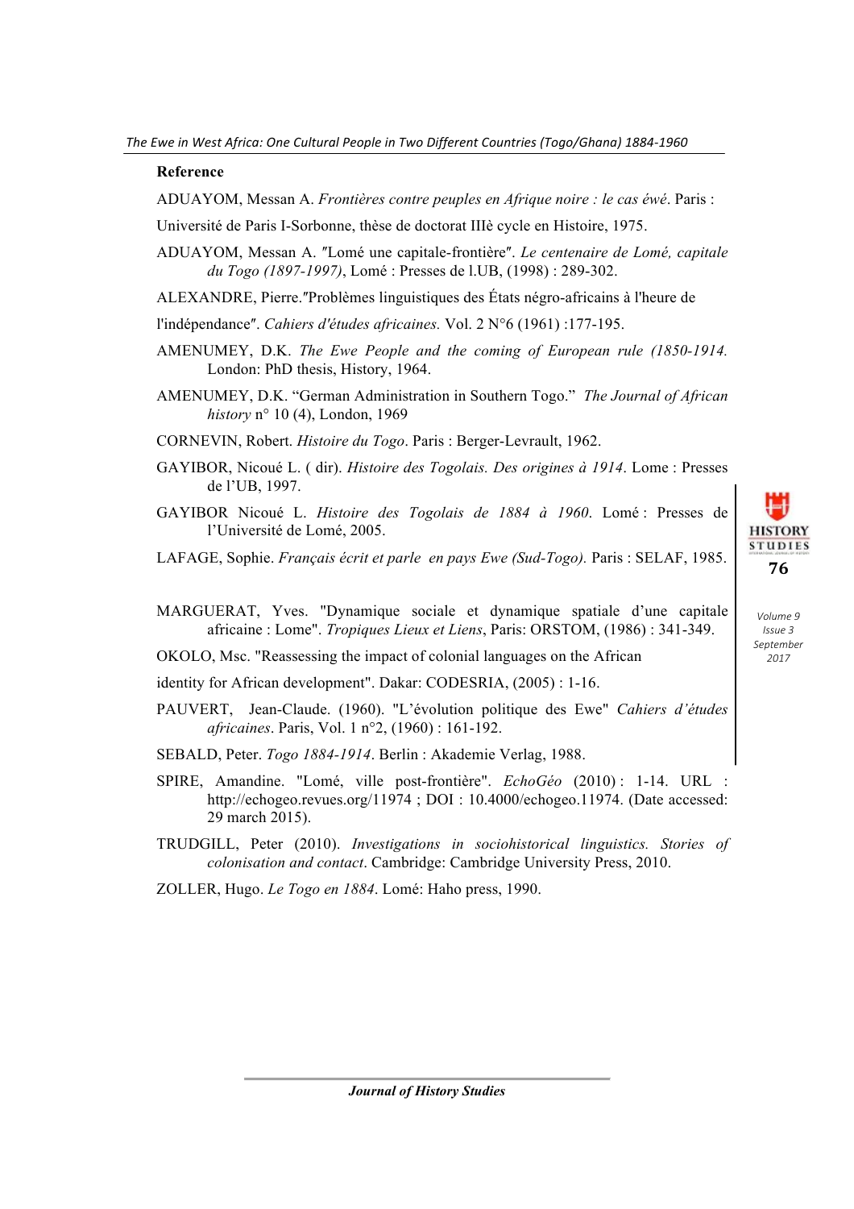**Reference**

ADUAYOM, Messan A. *Frontières contre peuples en Afrique noire : le cas éwé*. Paris : Université de Paris I-Sorbonne, thèse de doctorat IIIè cycle en Histoire, 1975.

ADUAYOM, Messan A. ″Lomé une capitale-frontière″. *Le centenaire de Lomé, capitale du Togo (1897-1997)*, Lomé : Presses de l.UB, (1998) : 289-302.

ALEXANDRE, Pierre.″Problèmes linguistiques des États négro-africains à l'heure de l'indépendance″. *Cahiers d'études africaines.* Vol. 2 N°6 (1961) :177-195.

AMENUMEY, D.K. *The Ewe People and the coming of European rule (1850-1914.* London: PhD thesis, History, 1964.

AMENUMEY, D.K. "German Administration in Southern Togo." *The Journal of African history* n° 10 (4), London, 1969

CORNEVIN, Robert. *Histoire du Togo*. Paris : Berger-Levrault, 1962.

GAYIBOR, Nicoué L. ( dir). *Histoire des Togolais. Des origines à 1914*. Lome : Presses de l'UB, 1997.

GAYIBOR Nicoué L. *Histoire des Togolais de 1884 à 1960*. Lomé : Presses de l'Université de Lomé, 2005.

LAFAGE, Sophie. *Français écrit et parle en pays Ewe (Sud-Togo).* Paris : SELAF, 1985.

MARGUERAT, Yves. "Dynamique sociale et dynamique spatiale d'une capitale africaine : Lome". *Tropiques Lieux et Liens*, Paris: ORSTOM, (1986) : 341-349.

OKOLO, Msc. "Reassessing the impact of colonial languages on the African identity for African development". Dakar: CODESRIA, (2005) : 1-16.

PAUVERT, Jean-Claude. (1960). "L'évolution politique des Ewe" *Cahiers d'études africaines*. Paris, Vol. 1 n°2, (1960) : 161-192.

SEBALD, Peter. *Togo 1884-1914*. Berlin : Akademie Verlag, 1988.

SPIRE, Amandine. "Lomé, ville post-frontière". *EchoGéo* (2010) : 1-14. URL : http://echogeo.revues.org/11974 ; DOI : 10.4000/echogeo.11974. (Date accessed: 29 march 2015).

TRUDGILL, Peter (2010). *Investigations in sociohistorical linguistics. Stories of colonisation and contact*. Cambridge: Cambridge University Press, 2010.

ZOLLER, Hugo. *Le Togo en 1884*. Lomé: Haho press, 1990.